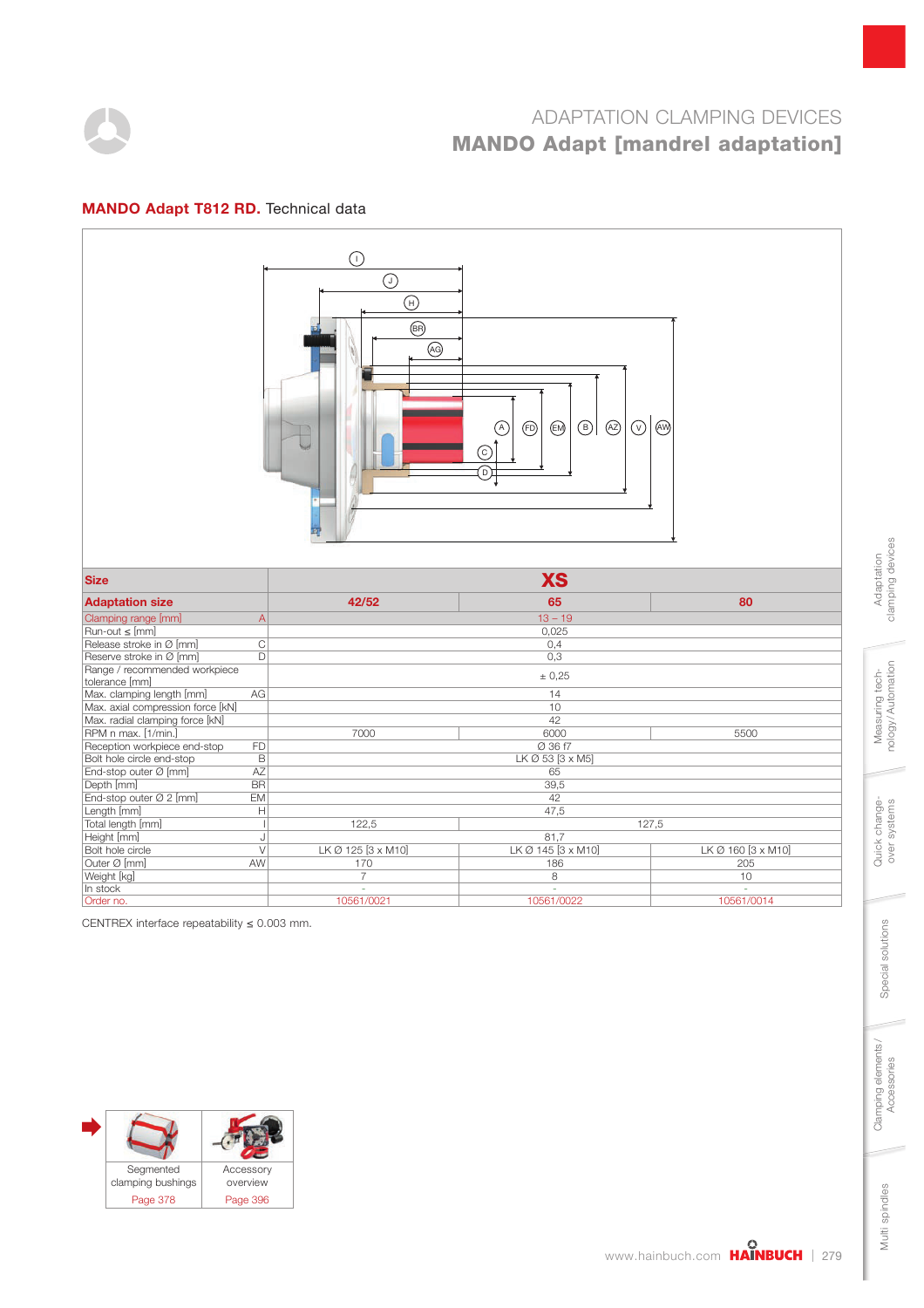# ADAPTATION CLAMPING DEVICES

## MANDO Adapt [mandrel adaptation]

### MANDO Adapt T812 RD. Technical data

| Size | | XS | |
|---|---|---|---|
| **Adaptation size** | **42/52** | **65** | **80** |
| Clamping range [mm] A | | 13 – 19 | |
| Run-out ≤ [mm] | | 0,025 | |
| Release stroke in Ø [mm] C | | 0,4 | |
| Reserve stroke in Ø [mm] D | | 0,3 | |
| Range / recommended workpiece tolerance [mm] | | ± 0,25 | |
| Max. clamping length [mm] AG | | 14 | |
| Max. axial compression force [kN] | | 10 | |
| Max. radial clamping force [kN] | | 42 | |
| RPM n max. [1/min.] | 7000 | 6000 | 5500 |
| Reception workpiece end-stop FD | | Ø 36 f7 | |
| Bolt hole circle end-stop B | | LK Ø 53 [3 x M5] | |
| End-stop outer Ø [mm] AZ | | 65 | |
| Depth [mm] BR | | 39,5 | |
| End-stop outer Ø 2 [mm] EM | | 42 | |
| Length [mm] H | | 47,5 | |
| Total length [mm] I | 122,5 | 127,5 | |
| Height [mm] J | | 81,7 | |
| Bolt hole circle V | LK Ø 125 [3 x M10] | LK Ø 145 [3 x M10] | LK Ø 160 [3 x M10] |
| Outer Ø [mm] AW | 170 | 186 | 205 |
| Weight [kg] | 7 | 8 | 10 |
| In stock | - | - | - |
| Order no. | 10561/0021 | 10561/0022 | 10561/0014 |

CENTREX interface repeatability ≤ 0.003 mm.

| Segmented clamping bushings | Accessory overview |
|---|---|
| Page 378 | Page 396 |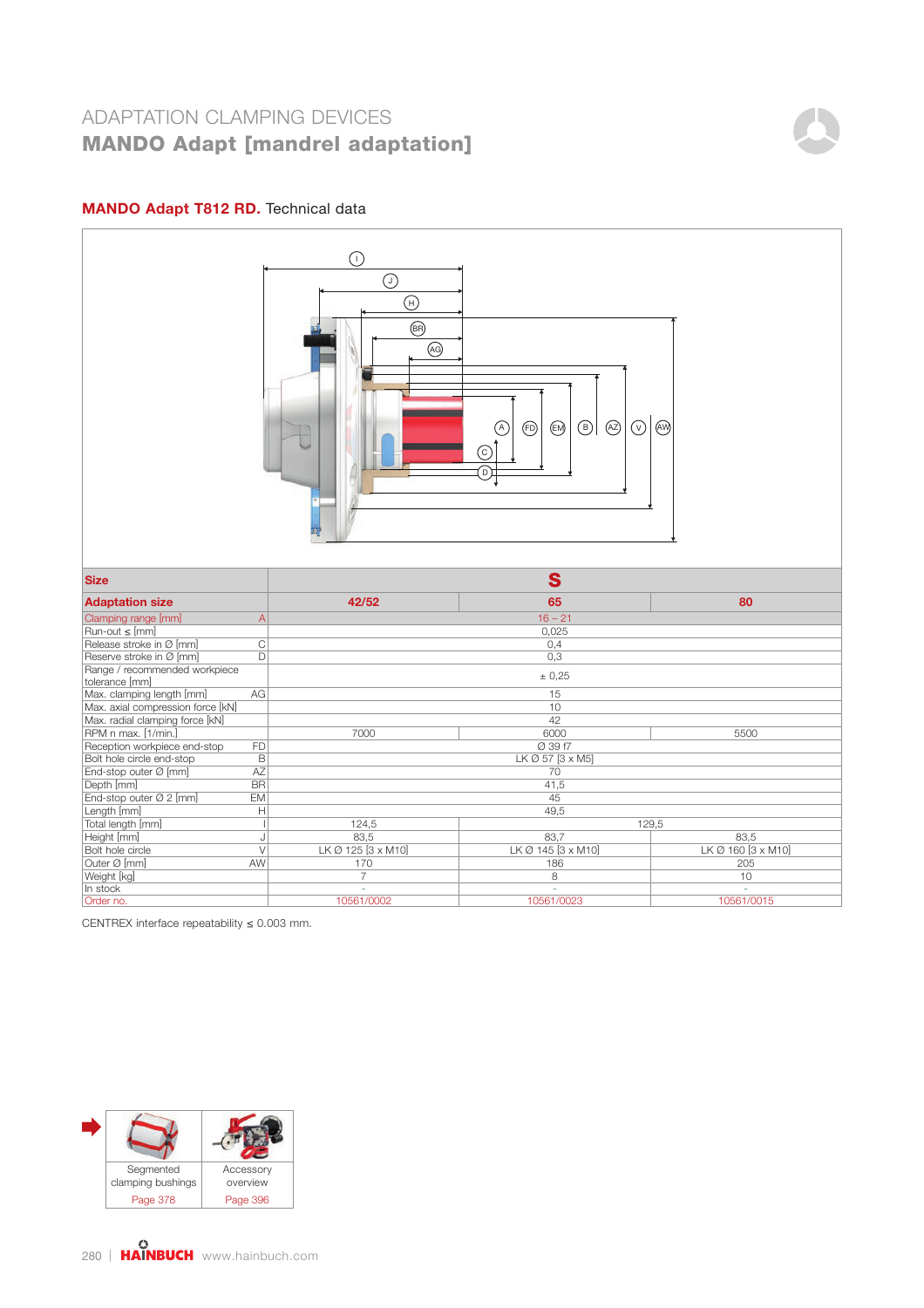# ADAPTATION CLAMPING DEVICES

## MANDO Adapt [mandrel adaptation]

### MANDO Adapt T812 RD. Technical data

| Size | | S | | |
|---|---|---|---|---|
| **Adaptation size** | | **42/52** | **65** | **80** |
| Clamping range [mm] | A | 16 – 21 | | |
| Run-out ≤ [mm] | | 0,025 | | |
| Release stroke in Ø [mm] | C | 0,4 | | |
| Reserve stroke in Ø [mm] | D | 0,3 | | |
| Range / recommended workpiece tolerance [mm] | | ± 0,25 | | |
| Max. clamping length [mm] | AG | 15 | | |
| Max. axial compression force [kN] | | 10 | | |
| Max. radial clamping force [kN] | | 42 | | |
| RPM n max. [1/min.] | | 7000 | 6000 | 5500 |
| Reception workpiece end-stop | FD | Ø 39 f7 | | |
| Bolt hole circle end-stop | B | LK Ø 57 [3 x M5] | | |
| End-stop outer Ø [mm] | AZ | 70 | | |
| Depth [mm] | BR | 41,5 | | |
| End-stop outer Ø 2 [mm] | EM | 45 | | |
| Length [mm] | H | 49,5 | | |
| Total length [mm] | I | 124,5 | 129,5 | |
| Height [mm] | J | 83,5 | 83,7 | 83,5 |
| Bolt hole circle | V | LK Ø 125 [3 x M10] | LK Ø 145 [3 x M10] | LK Ø 160 [3 x M10] |
| Outer Ø [mm] | AW | 170 | 186 | 205 |
| Weight [kg] | | 7 | 8 | 10 |
| In stock | | - | - | - |
| Order no. | | 10561/0002 | 10561/0023 | 10561/0015 |

CENTREX interface repeatability ≤ 0.003 mm.

| Segmented clamping bushings | Accessory overview |
|---|---|
| Page 378 | Page 396 |

HAINBUCH www.hainbuch.com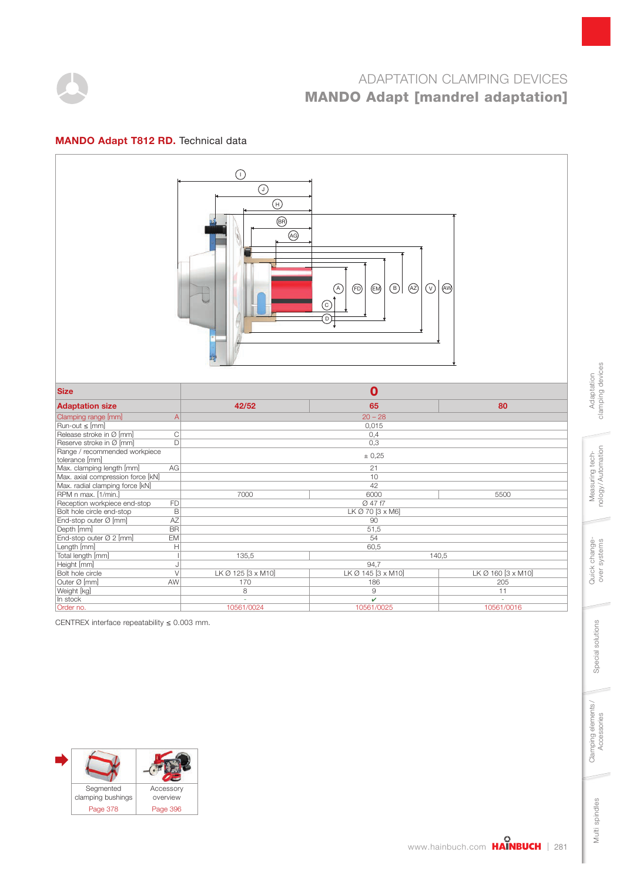# ADAPTATION CLAMPING DEVICES

## MANDO Adapt [mandrel adaptation]

### MANDO Adapt T812 RD. Technical data

| Size | | 0 | |
|---|---|---|---|
| **Adaptation size** | **42/52** | **65** | **80** |
| Clamping range [mm] A | | 20 – 28 | |
| Run-out ≤ [mm] | | 0,015 | |
| Release stroke in Ø [mm] C | | 0,4 | |
| Reserve stroke in Ø [mm] D | | 0,3 | |
| Range / recommended workpiece tolerance [mm] | | ± 0,25 | |
| Max. clamping length [mm] AG | | 21 | |
| Max. axial compression force [kN] | | 10 | |
| Max. radial clamping force [kN] | | 42 | |
| RPM n max. [1/min.] | 7000 | 6000 | 5500 |
| Reception workpiece end-stop FD | | Ø 47 f7 | |
| Bolt hole circle end-stop B | | LK Ø 70 [3 x M6] | |
| End-stop outer Ø [mm] AZ | | 90 | |
| Depth [mm] BR | | 51,5 | |
| End-stop outer Ø 2 [mm] EM | | 54 | |
| Length [mm] H | | 60,5 | |
| Total length [mm] I | 135,5 | 140,5 | |
| Height [mm] J | | 94,7 | |
| Bolt hole circle V | LK Ø 125 [3 x M10] | LK Ø 145 [3 x M10] | LK Ø 160 [3 x M10] |
| Outer Ø [mm] AW | 170 | 186 | 205 |
| Weight [kg] | 8 | 9 | 11 |
| In stock | - | ✔ | - |
| Order no. | 10561/0024 | 10561/0025 | 10561/0016 |

CENTREX interface repeatability ≤ 0.003 mm.

| Segmented clamping bushings | Accessory overview |
|---|---|
| Page 378 | Page 396 |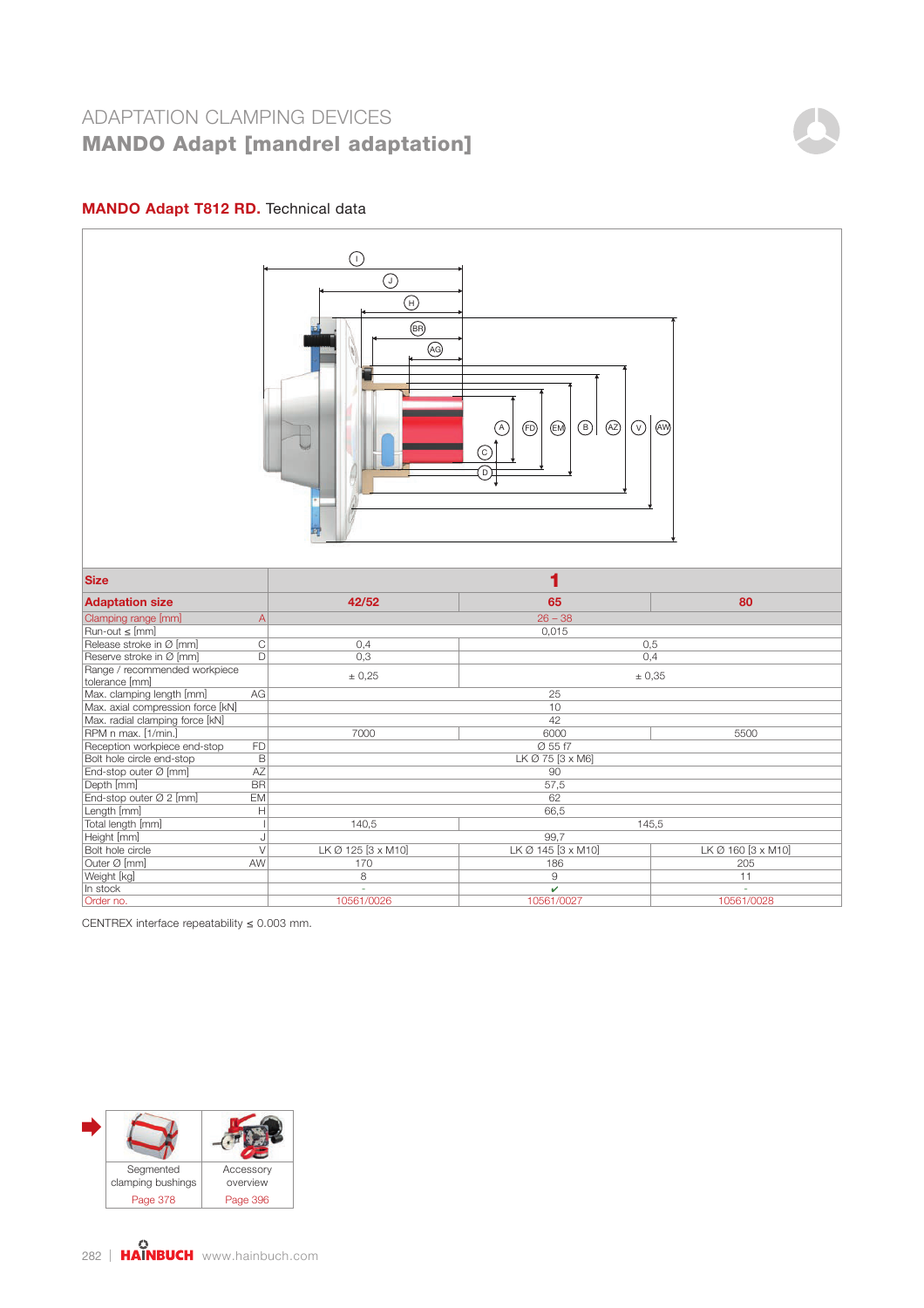# ADAPTATION CLAMPING DEVICES

## MANDO Adapt [mandrel adaptation]

### MANDO Adapt T812 RD. Technical data

| Size | | 1 | | |
|---|---|---|---|---|
| **Adaptation size** | | **42/52** | **65** | **80** |
| Clamping range [mm] | A | 26 – 38 | | |
| Run-out ≤ [mm] | | 0,015 | | |
| Release stroke in Ø [mm] | C | 0,4 | 0,5 | |
| Reserve stroke in Ø [mm] | D | 0,3 | 0,4 | |
| Range / recommended workpiece tolerance [mm] | | ± 0,25 | ± 0,35 | |
| Max. clamping length [mm] | AG | 25 | | |
| Max. axial compression force [kN] | | 10 | | |
| Max. radial clamping force [kN] | | 42 | | |
| RPM n max. [1/min.] | | 7000 | 6000 | 5500 |
| Reception workpiece end-stop | FD | Ø 55 f7 | | |
| Bolt hole circle end-stop | B | LK Ø 75 [3 x M6] | | |
| End-stop outer Ø [mm] | AZ | 90 | | |
| Depth [mm] | BR | 57,5 | | |
| End-stop outer Ø 2 [mm] | EM | 62 | | |
| Length [mm] | H | 66,5 | | |
| Total length [mm] | I | 140,5 | 145,5 | |
| Height [mm] | J | 99,7 | | |
| Bolt hole circle | V | LK Ø 125 [3 x M10] | LK Ø 145 [3 x M10] | LK Ø 160 [3 x M10] |
| Outer Ø [mm] | AW | 170 | 186 | 205 |
| Weight [kg] | | 8 | 9 | 11 |
| In stock | | - | ✔ | - |
| Order no. | | 10561/0026 | 10561/0027 | 10561/0028 |

CENTREX interface repeatability ≤ 0.003 mm.

| Segmented clamping bushings | Accessory overview |
|---|---|
| Page 378 | Page 396 |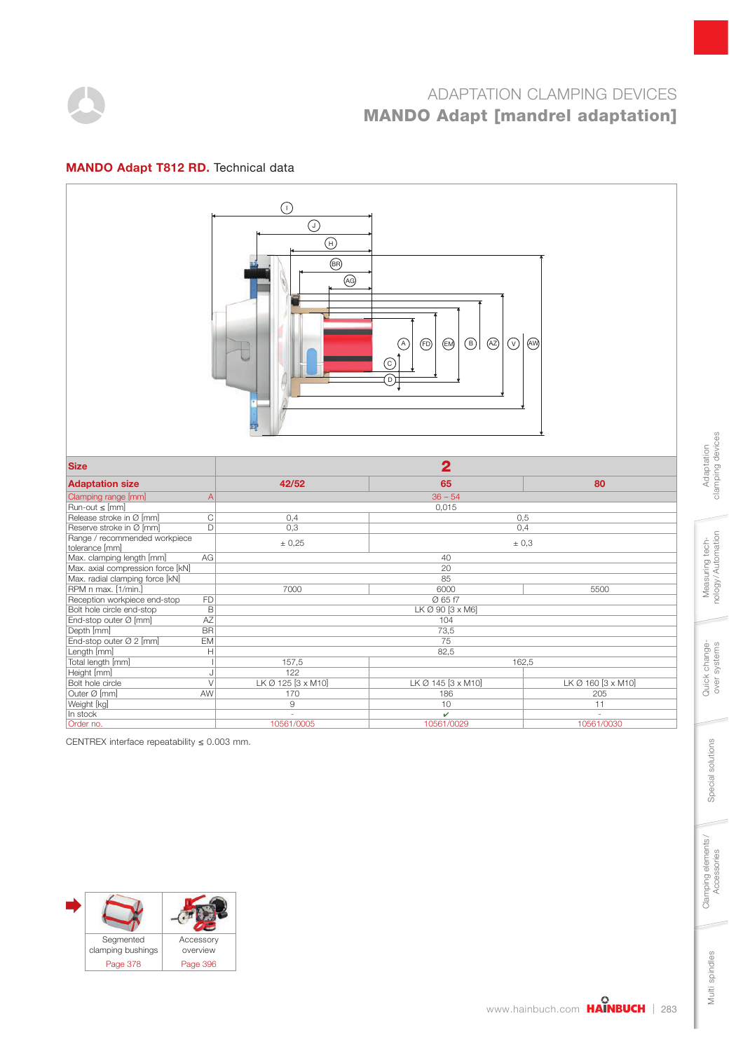# ADAPTATION CLAMPING DEVICES

## MANDO Adapt [mandrel adaptation]

### MANDO Adapt T812 RD. Technical data

| Size | | 2 | | |
|---|---|---|---|---|
| **Adaptation size** | | **42/52** | **65** | **80** |
| Clamping range [mm] | A | 36 – 54 | | |
| Run-out ≤ [mm] | | 0,015 | | |
| Release stroke in Ø [mm] | C | 0,4 | 0,5 | |
| Reserve stroke in Ø [mm] | D | 0,3 | 0,4 | |
| Range / recommended workpiece tolerance [mm] | | ± 0,25 | ± 0,3 | |
| Max. clamping length [mm] | AG | 40 | | |
| Max. axial compression force [kN] | | 20 | | |
| Max. radial clamping force [kN] | | 85 | | |
| RPM n max. [1/min.] | | 7000 | 6000 | 5500 |
| Reception workpiece end-stop | FD | Ø 65 f7 | | |
| Bolt hole circle end-stop | B | LK Ø 90 [3 x M6] | | |
| End-stop outer Ø [mm] | AZ | 104 | | |
| Depth [mm] | BR | 73,5 | | |
| End-stop outer Ø 2 [mm] | EM | 75 | | |
| Length [mm] | H | 82,5 | | |
| Total length [mm] | I | 157,5 | 162,5 | |
| Height [mm] | J | 122 | | |
| Bolt hole circle | V | LK Ø 125 [3 x M10] | LK Ø 145 [3 x M10] | LK Ø 160 [3 x M10] |
| Outer Ø [mm] | AW | 170 | 186 | 205 |
| Weight [kg] | | 9 | 10 | 11 |
| In stock | | - | ✔ | - |
| Order no. | | 10561/0005 | 10561/0029 | 10561/0030 |

CENTREX interface repeatability ≤ 0.003 mm.

| Segmented clamping bushings | Accessory overview |
|---|---|
| Page 378 | Page 396 |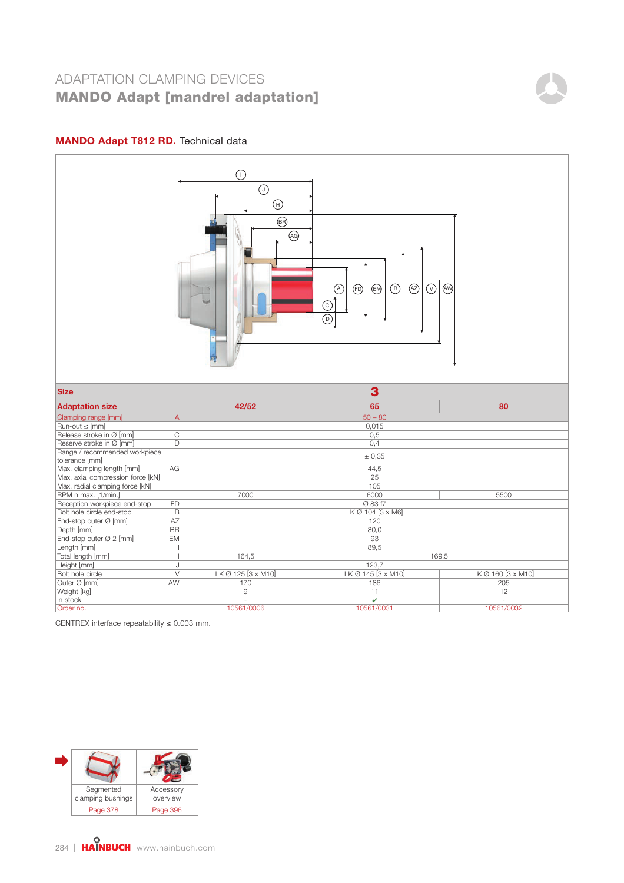# ADAPTATION CLAMPING DEVICES

## MANDO Adapt [mandrel adaptation]

### MANDO Adapt T812 RD. Technical data

| Size | | 3 | | |
|---|---|---|---|---|
| **Adaptation size** | | **42/52** | **65** | **80** |
| Clamping range [mm] | A | 50 – 80 | | |
| Run-out ≤ [mm] | | 0,015 | | |
| Release stroke in Ø [mm] | C | 0,5 | | |
| Reserve stroke in Ø [mm] | D | 0,4 | | |
| Range / recommended workpiece tolerance [mm] | | ± 0,35 | | |
| Max. clamping length [mm] | AG | 44,5 | | |
| Max. axial compression force [kN] | | 25 | | |
| Max. radial clamping force [kN] | | 105 | | |
| RPM n max. [1/min.] | | 7000 | 6000 | 5500 |
| Reception workpiece end-stop | FD | Ø 83 f7 | | |
| Bolt hole circle end-stop | B | LK Ø 104 [3 x M6] | | |
| End-stop outer Ø [mm] | AZ | 120 | | |
| Depth [mm] | BR | 80,0 | | |
| End-stop outer Ø 2 [mm] | EM | 93 | | |
| Length [mm] | H | 89,5 | | |
| Total length [mm] | I | 164,5 | 169,5 | |
| Height [mm] | J | 123,7 | | |
| Bolt hole circle | V | LK Ø 125 [3 x M10] | LK Ø 145 [3 x M10] | LK Ø 160 [3 x M10] |
| Outer Ø [mm] | AW | 170 | 186 | 205 |
| Weight [kg] | | 9 | 11 | 12 |
| In stock | | - | ✔ | - |
| Order no. | | 10561/0006 | 10561/0031 | 10561/0032 |

CENTREX interface repeatability ≤ 0.003 mm.

| Segmented clamping bushings | Accessory overview |
|---|---|
| Page 378 | Page 396 |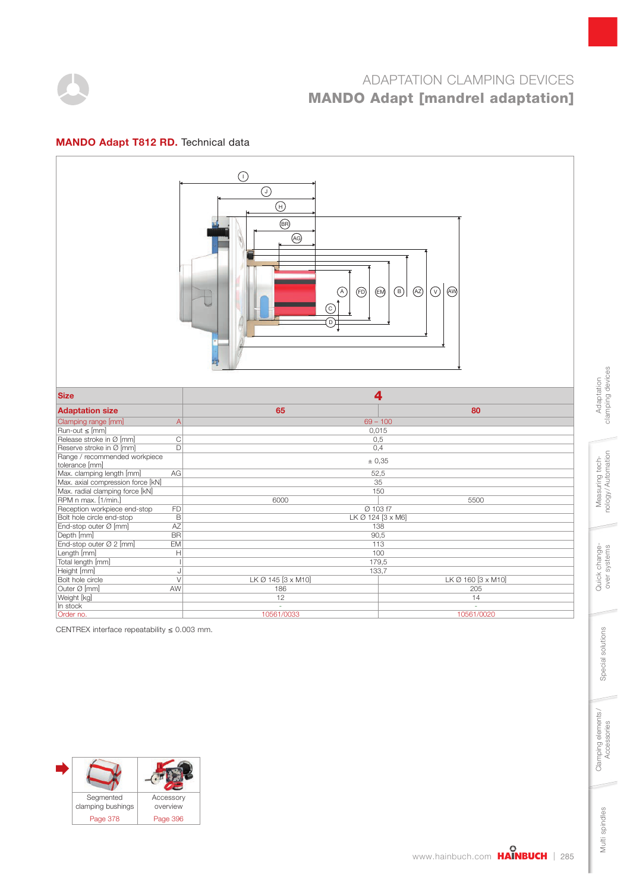ADAPTATION CLAMPING DEVICES

# MANDO Adapt [mandrel adaptation]

## MANDO Adapt T812 RD. Technical data

I
J
H
BR
AG
A FD EM B AZ V AW
C
D

| Size | | 4 | |
|---|---|---|---|
| **Adaptation size** | | **65** | **80** |
| Clamping range [mm] | A | 69 – 100 | |
| Run-out ≤ [mm] | | 0,015 | |
| Release stroke in Ø [mm] | C | 0,5 | |
| Reserve stroke in Ø [mm] | D | 0,4 | |
| Range / recommended workpiece tolerance [mm] | | ± 0,35 | |
| Max. clamping length [mm] | AG | 52,5 | |
| Max. axial compression force [kN] | | 35 | |
| Max. radial clamping force [kN] | | 150 | |
| RPM n max. [1/min.] | | 6000 | 5500 |
| Reception workpiece end-stop | FD | Ø 103 f7 | |
| Bolt hole circle end-stop | B | LK Ø 124 [3 x M6] | |
| End-stop outer Ø [mm] | AZ | 138 | |
| Depth [mm] | BR | 90,5 | |
| End-stop outer Ø 2 [mm] | EM | 113 | |
| Length [mm] | H | 100 | |
| Total length [mm] | I | 179,5 | |
| Height [mm] | J | 133,7 | |
| Bolt hole circle | V | LK Ø 145 [3 x M10] | LK Ø 160 [3 x M10] |
| Outer Ø [mm] | AW | 186 | 205 |
| Weight [kg] | | 12 | 14 |
| In stock | | - | - |
| Order no. | | 10561/0033 | 10561/0020 |

CENTREX interface repeatability ≤ 0.003 mm.

| Segmented clamping bushings | Accessory overview |
|---|---|
| Page 378 | Page 396 |